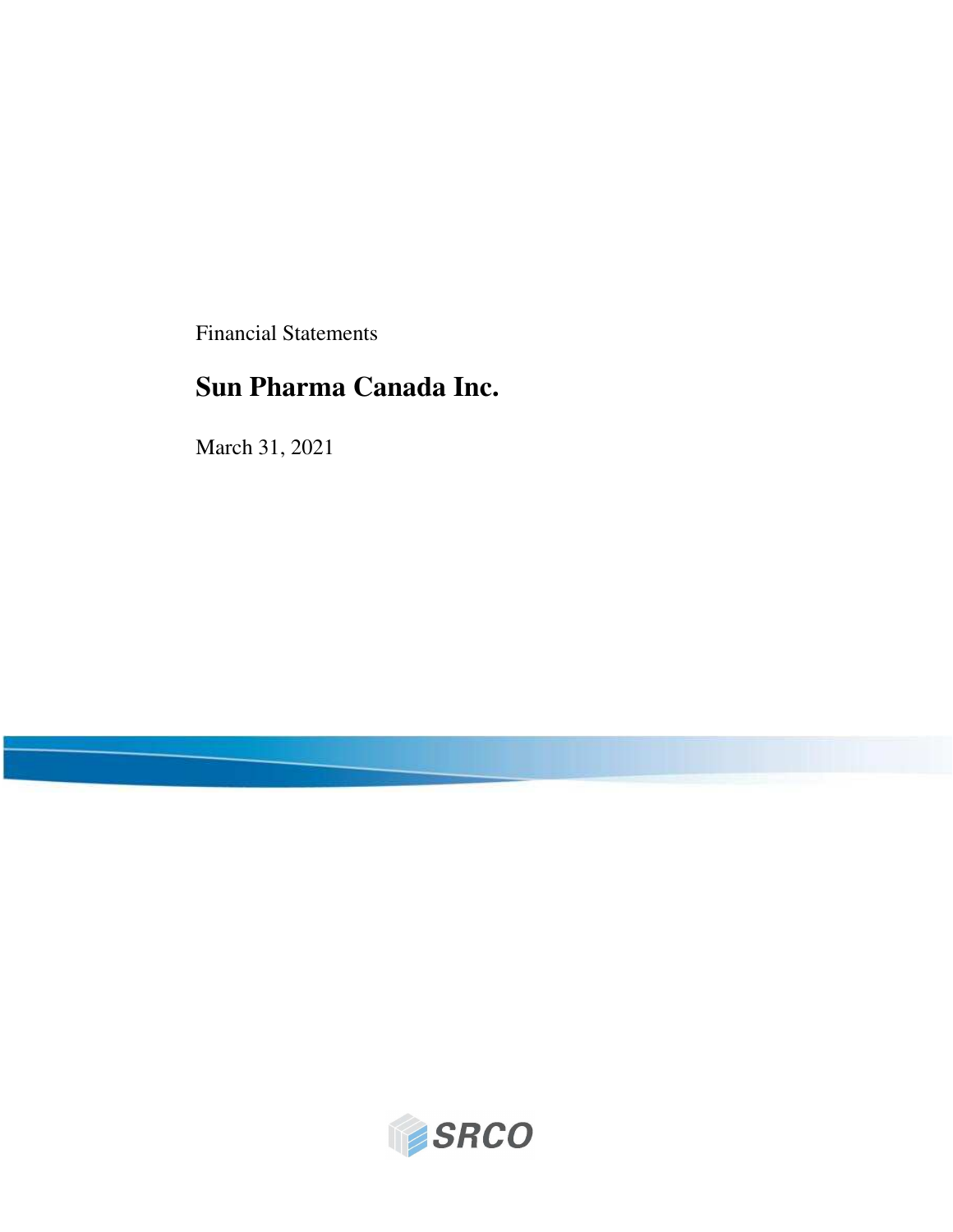Financial Statements

# Sun Pharma Canada Inc.

March 31, 2021

SRCO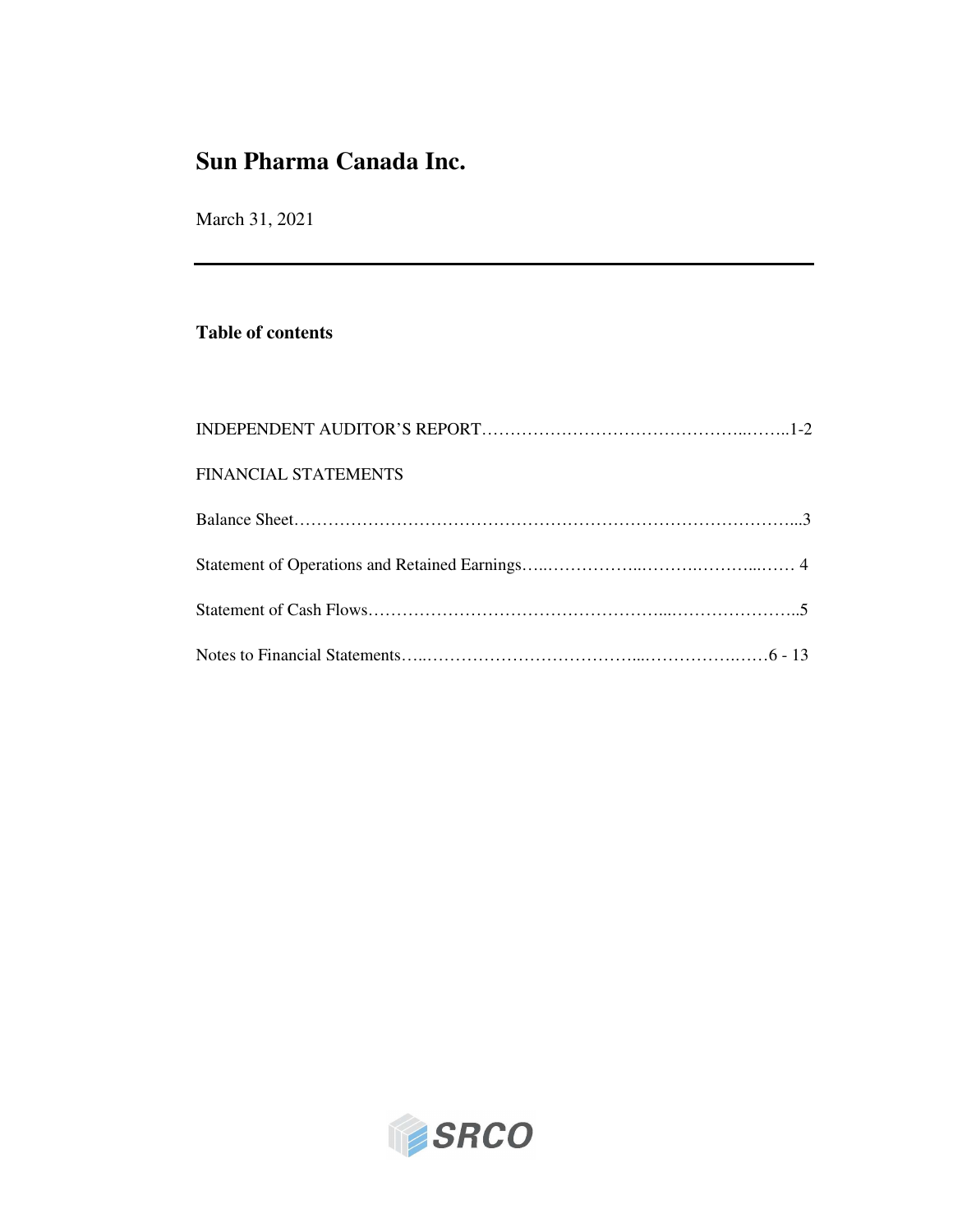# Sun Pharma Canada Inc.

March 31, 2021

---

## Table of contents

INDEPENDENT AUDITOR'S REPORT……………………………………………..……..1-2

FINANCIAL STATEMENTS

Balance Sheet………………………………………………………………………………...3

Statement of Operations and Retained Earnings…..……………..………………………...…… 4

Statement of Cash Flows……………………………………………...…………………..5

Notes to Financial Statements…..………………………………...……………….……6 - 13

SRCO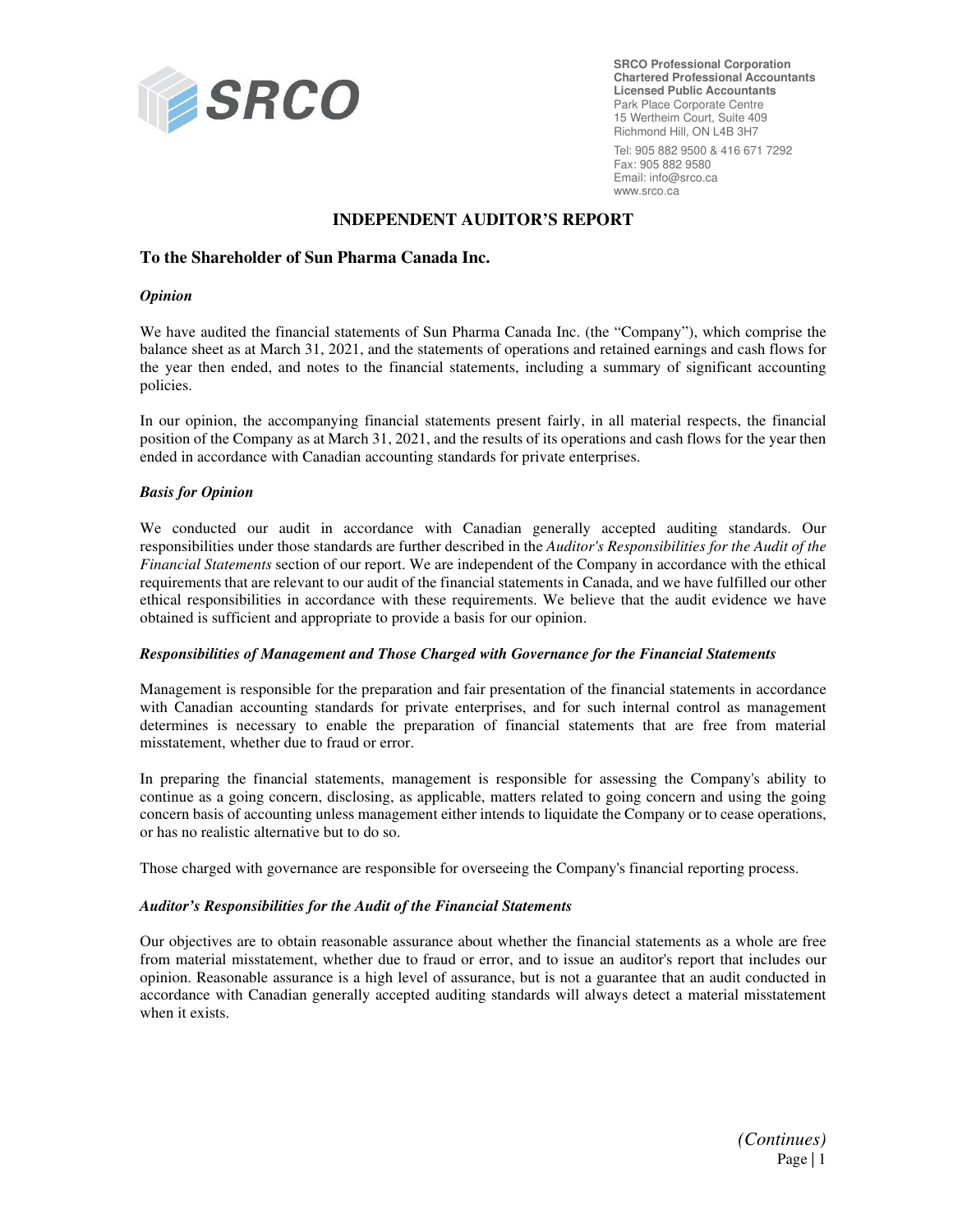SRCO

**SRCO Professional Corporation**
**Chartered Professional Accountants**
**Licensed Public Accountants**
Park Place Corporate Centre
15 Wertheim Court, Suite 409
Richmond Hill, ON L4B 3H7

Tel: 905 882 9500 & 416 671 7292
Fax: 905 882 9580
Email: info@srco.ca
www.srco.ca

# INDEPENDENT AUDITOR'S REPORT

## To the Shareholder of Sun Pharma Canada Inc.

### *Opinion*

We have audited the financial statements of Sun Pharma Canada Inc. (the "Company"), which comprise the balance sheet as at March 31, 2021, and the statements of operations and retained earnings and cash flows for the year then ended, and notes to the financial statements, including a summary of significant accounting policies.

In our opinion, the accompanying financial statements present fairly, in all material respects, the financial position of the Company as at March 31, 2021, and the results of its operations and cash flows for the year then ended in accordance with Canadian accounting standards for private enterprises.

### *Basis for Opinion*

We conducted our audit in accordance with Canadian generally accepted auditing standards. Our responsibilities under those standards are further described in the *Auditor's Responsibilities for the Audit of the Financial Statements* section of our report. We are independent of the Company in accordance with the ethical requirements that are relevant to our audit of the financial statements in Canada, and we have fulfilled our other ethical responsibilities in accordance with these requirements. We believe that the audit evidence we have obtained is sufficient and appropriate to provide a basis for our opinion.

### *Responsibilities of Management and Those Charged with Governance for the Financial Statements*

Management is responsible for the preparation and fair presentation of the financial statements in accordance with Canadian accounting standards for private enterprises, and for such internal control as management determines is necessary to enable the preparation of financial statements that are free from material misstatement, whether due to fraud or error.

In preparing the financial statements, management is responsible for assessing the Company's ability to continue as a going concern, disclosing, as applicable, matters related to going concern and using the going concern basis of accounting unless management either intends to liquidate the Company or to cease operations, or has no realistic alternative but to do so.

Those charged with governance are responsible for overseeing the Company's financial reporting process.

### *Auditor's Responsibilities for the Audit of the Financial Statements*

Our objectives are to obtain reasonable assurance about whether the financial statements as a whole are free from material misstatement, whether due to fraud or error, and to issue an auditor's report that includes our opinion. Reasonable assurance is a high level of assurance, but is not a guarantee that an audit conducted in accordance with Canadian generally accepted auditing standards will always detect a material misstatement when it exists.

*(Continues)*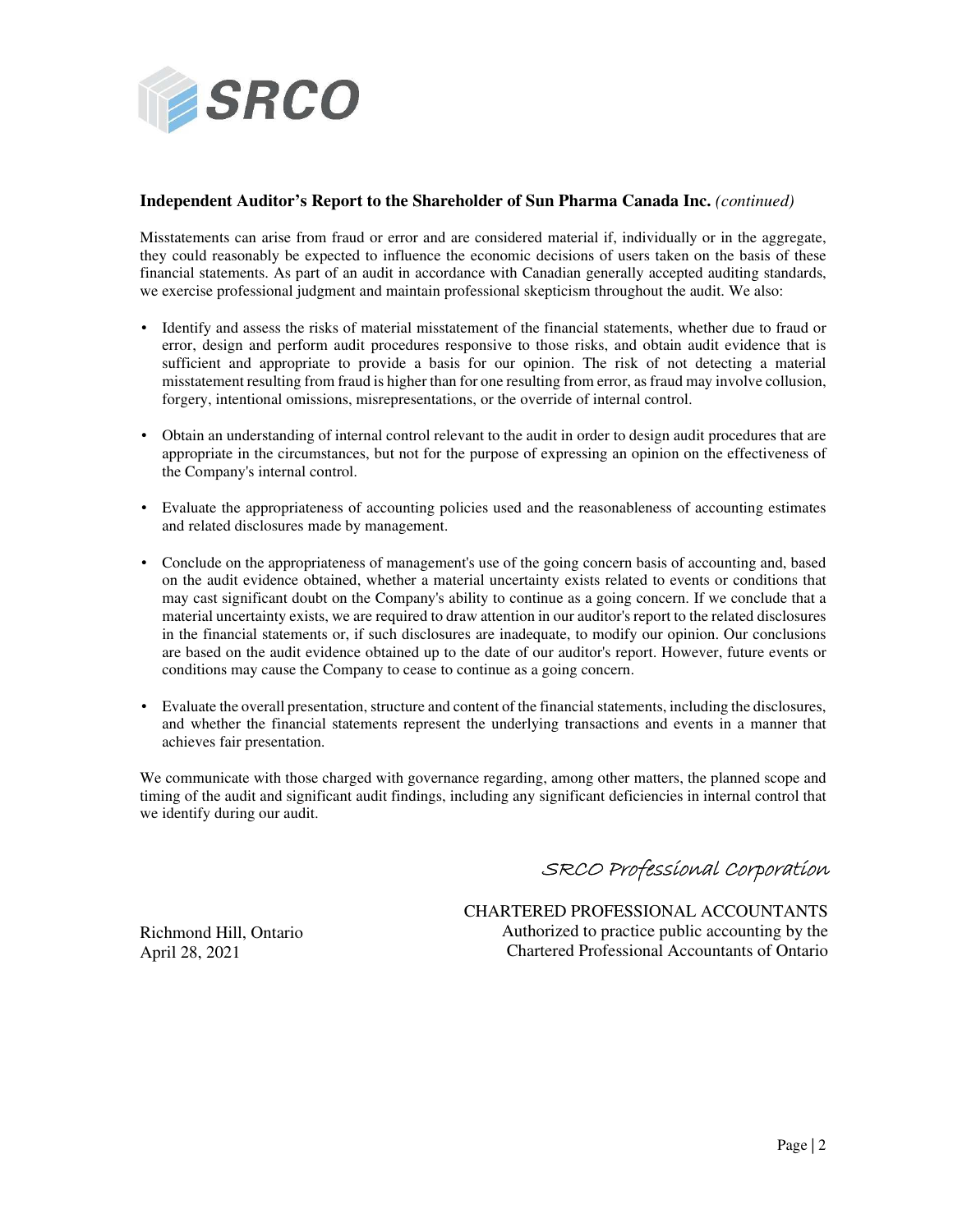**Independent Auditor's Report to the Shareholder of Sun Pharma Canada Inc.** *(continued)*

Misstatements can arise from fraud or error and are considered material if, individually or in the aggregate, they could reasonably be expected to influence the economic decisions of users taken on the basis of these financial statements. As part of an audit in accordance with Canadian generally accepted auditing standards, we exercise professional judgment and maintain professional skepticism throughout the audit. We also:

- Identify and assess the risks of material misstatement of the financial statements, whether due to fraud or error, design and perform audit procedures responsive to those risks, and obtain audit evidence that is sufficient and appropriate to provide a basis for our opinion. The risk of not detecting a material misstatement resulting from fraud is higher than for one resulting from error, as fraud may involve collusion, forgery, intentional omissions, misrepresentations, or the override of internal control.

- Obtain an understanding of internal control relevant to the audit in order to design audit procedures that are appropriate in the circumstances, but not for the purpose of expressing an opinion on the effectiveness of the Company's internal control.

- Evaluate the appropriateness of accounting policies used and the reasonableness of accounting estimates and related disclosures made by management.

- Conclude on the appropriateness of management's use of the going concern basis of accounting and, based on the audit evidence obtained, whether a material uncertainty exists related to events or conditions that may cast significant doubt on the Company's ability to continue as a going concern. If we conclude that a material uncertainty exists, we are required to draw attention in our auditor's report to the related disclosures in the financial statements or, if such disclosures are inadequate, to modify our opinion. Our conclusions are based on the audit evidence obtained up to the date of our auditor's report. However, future events or conditions may cause the Company to cease to continue as a going concern.

- Evaluate the overall presentation, structure and content of the financial statements, including the disclosures, and whether the financial statements represent the underlying transactions and events in a manner that achieves fair presentation.

We communicate with those charged with governance regarding, among other matters, the planned scope and timing of the audit and significant audit findings, including any significant deficiencies in internal control that we identify during our audit.

SRCO Professional Corporation

CHARTERED PROFESSIONAL ACCOUNTANTS
Authorized to practice public accounting by the
Chartered Professional Accountants of Ontario

Richmond Hill, Ontario
April 28, 2021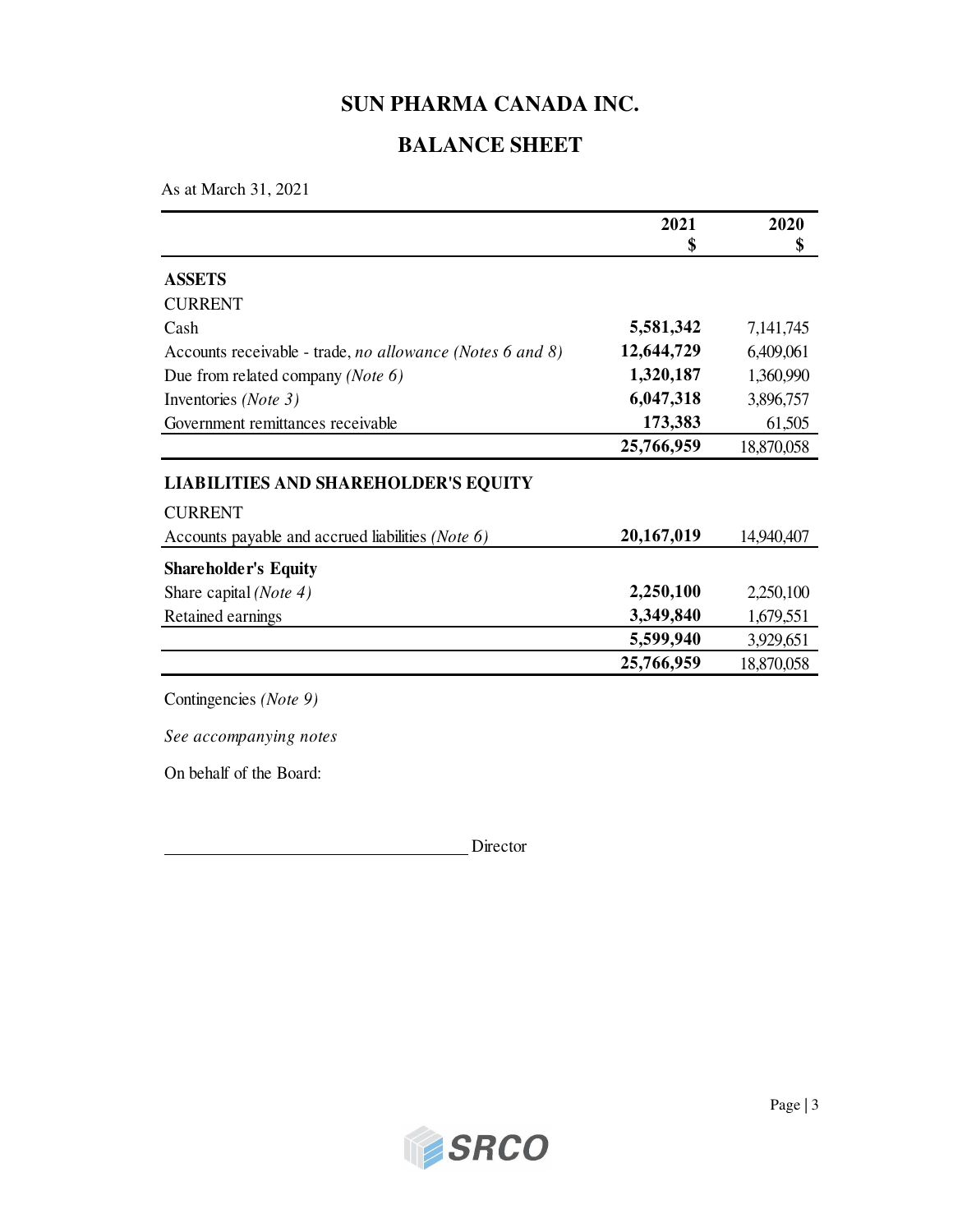# SUN PHARMA CANADA INC.

## BALANCE SHEET

As at March 31, 2021

| | 2021<br>$ | 2020<br>$ |
|---|---|---|
| **ASSETS** | | |
| CURRENT | | |
| Cash | **5,581,342** | 7,141,745 |
| Accounts receivable - trade, *no allowance (Notes 6 and 8)* | **12,644,729** | 6,409,061 |
| Due from related company *(Note 6)* | **1,320,187** | 1,360,990 |
| Inventories *(Note 3)* | **6,047,318** | 3,896,757 |
| Government remittances receivable | **173,383** | 61,505 |
| | **25,766,959** | 18,870,058 |
| **LIABILITIES AND SHAREHOLDER'S EQUITY** | | |
| CURRENT | | |
| Accounts payable and accrued liabilities *(Note 6)* | **20,167,019** | 14,940,407 |
| **Shareholder's Equity** | | |
| Share capital *(Note 4)* | **2,250,100** | 2,250,100 |
| Retained earnings | **3,349,840** | 1,679,551 |
| | **5,599,940** | 3,929,651 |
| | **25,766,959** | 18,870,058 |

Contingencies *(Note 9)*

*See accompanying notes*

On behalf of the Board:

______________________________ Director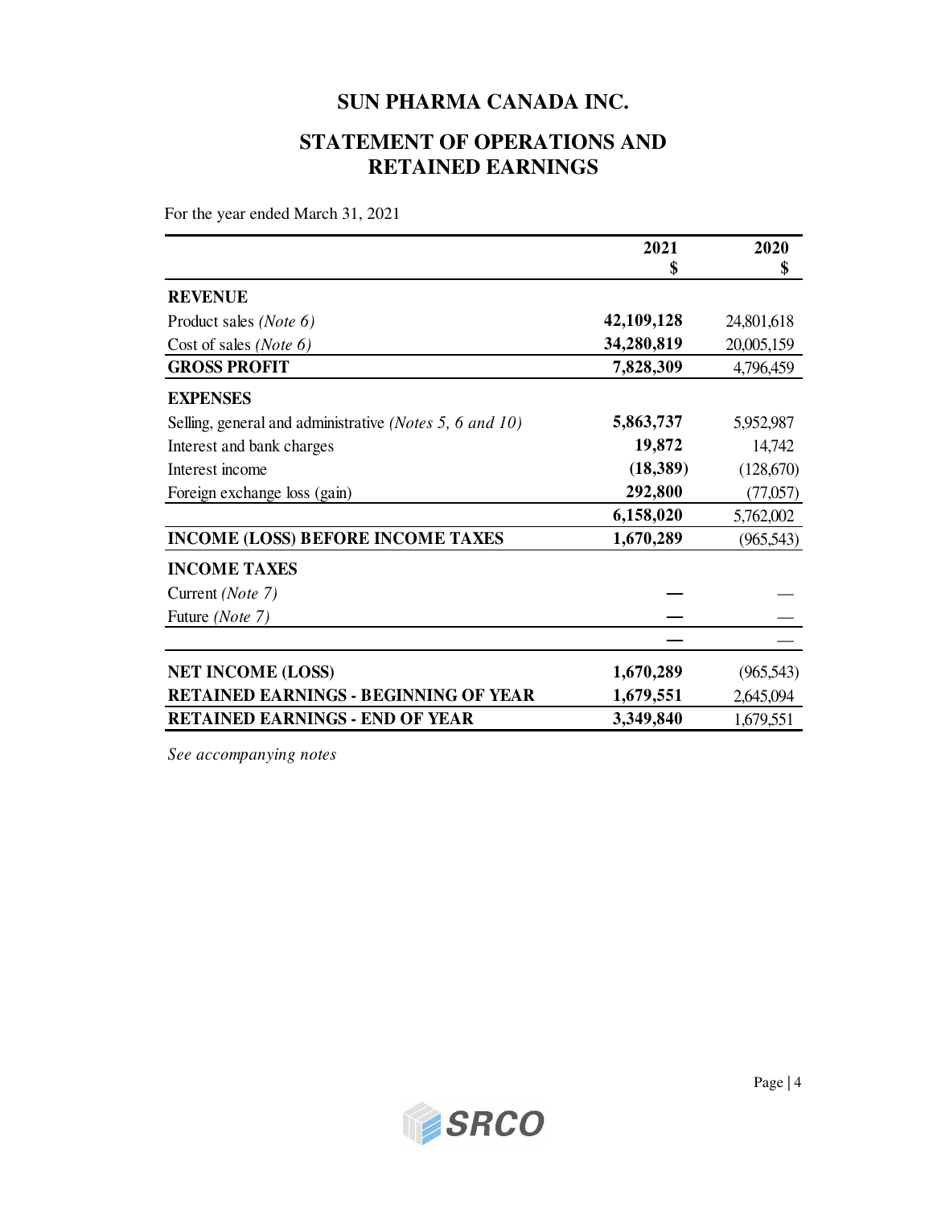# SUN PHARMA CANADA INC.

## STATEMENT OF OPERATIONS AND RETAINED EARNINGS

For the year ended March 31, 2021

| | 2021<br>$ | 2020<br>$ |
|---|---|---|
| **REVENUE** | | |
| Product sales *(Note 6)* | **42,109,128** | 24,801,618 |
| Cost of sales *(Note 6)* | **34,280,819** | 20,005,159 |
| **GROSS PROFIT** | **7,828,309** | 4,796,459 |
| **EXPENSES** | | |
| Selling, general and administrative *(Notes 5, 6 and 10)* | **5,863,737** | 5,952,987 |
| Interest and bank charges | **19,872** | 14,742 |
| Interest income | **(18,389)** | (128,670) |
| Foreign exchange loss (gain) | **292,800** | (77,057) |
| | **6,158,020** | 5,762,002 |
| **INCOME (LOSS) BEFORE INCOME TAXES** | **1,670,289** | (965,543) |
| **INCOME TAXES** | | |
| Current *(Note 7)* | **—** | — |
| Future *(Note 7)* | **—** | — |
| | **—** | — |
| **NET INCOME (LOSS)** | **1,670,289** | (965,543) |
| **RETAINED EARNINGS - BEGINNING OF YEAR** | **1,679,551** | 2,645,094 |
| **RETAINED EARNINGS - END OF YEAR** | **3,349,840** | 1,679,551 |

*See accompanying notes*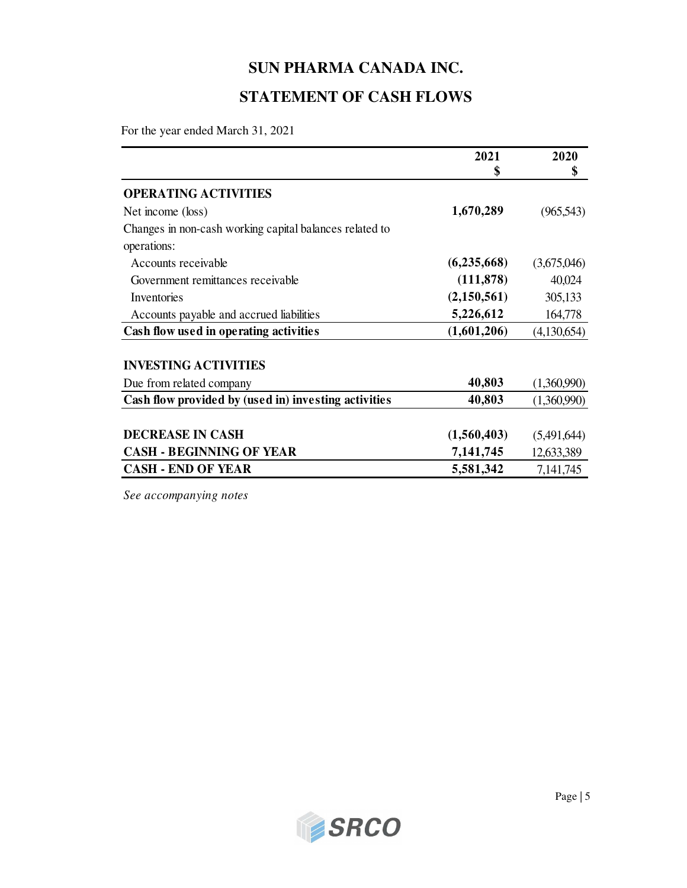# SUN PHARMA CANADA INC.

## STATEMENT OF CASH FLOWS

For the year ended March 31, 2021

| | 2021<br>$ | 2020<br>$ |
|---|---|---|
| **OPERATING ACTIVITIES** | | |
| Net income (loss) | **1,670,289** | (965,543) |
| Changes in non-cash working capital balances related to operations: | | |
| Accounts receivable | **(6,235,668)** | (3,675,046) |
| Government remittances receivable | **(111,878)** | 40,024 |
| Inventories | **(2,150,561)** | 305,133 |
| Accounts payable and accrued liabilities | **5,226,612** | 164,778 |
| **Cash flow used in operating activities** | **(1,601,206)** | (4,130,654) |
| | | |
| **INVESTING ACTIVITIES** | | |
| Due from related company | **40,803** | (1,360,990) |
| **Cash flow provided by (used in) investing activities** | **40,803** | (1,360,990) |
| | | |
| **DECREASE IN CASH** | **(1,560,403)** | (5,491,644) |
| **CASH - BEGINNING OF YEAR** | **7,141,745** | 12,633,389 |
| **CASH - END OF YEAR** | **5,581,342** | 7,141,745 |

*See accompanying notes*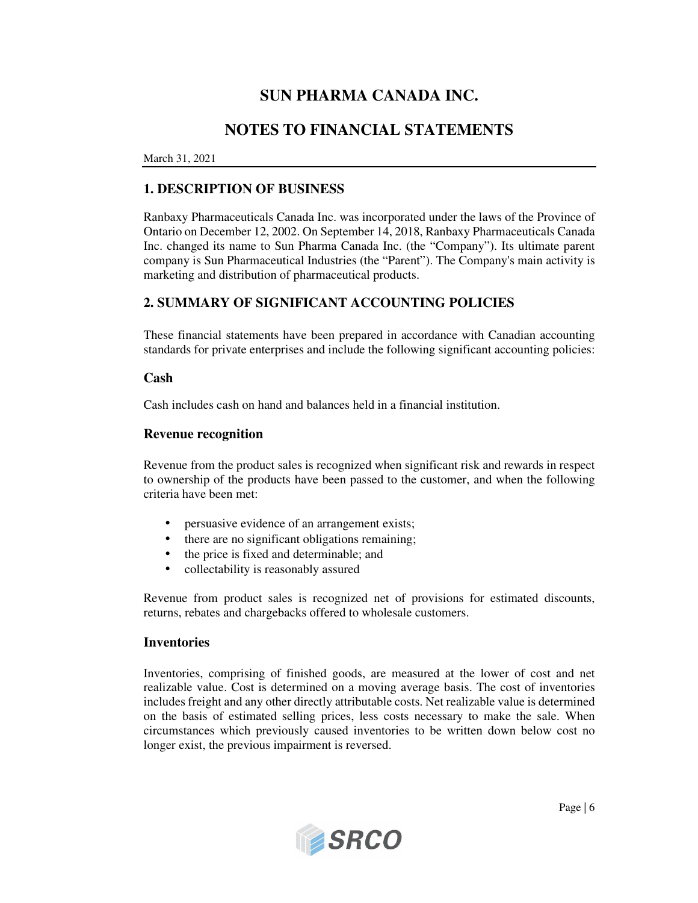# SUN PHARMA CANADA INC.

# NOTES TO FINANCIAL STATEMENTS

March 31, 2021

## 1. DESCRIPTION OF BUSINESS

Ranbaxy Pharmaceuticals Canada Inc. was incorporated under the laws of the Province of Ontario on December 12, 2002. On September 14, 2018, Ranbaxy Pharmaceuticals Canada Inc. changed its name to Sun Pharma Canada Inc. (the "Company"). Its ultimate parent company is Sun Pharmaceutical Industries (the "Parent"). The Company's main activity is marketing and distribution of pharmaceutical products.

## 2. SUMMARY OF SIGNIFICANT ACCOUNTING POLICIES

These financial statements have been prepared in accordance with Canadian accounting standards for private enterprises and include the following significant accounting policies:

### Cash

Cash includes cash on hand and balances held in a financial institution.

### Revenue recognition

Revenue from the product sales is recognized when significant risk and rewards in respect to ownership of the products have been passed to the customer, and when the following criteria have been met:

- persuasive evidence of an arrangement exists;
- there are no significant obligations remaining;
- the price is fixed and determinable; and
- collectability is reasonably assured

Revenue from product sales is recognized net of provisions for estimated discounts, returns, rebates and chargebacks offered to wholesale customers.

### Inventories

Inventories, comprising of finished goods, are measured at the lower of cost and net realizable value. Cost is determined on a moving average basis. The cost of inventories includes freight and any other directly attributable costs. Net realizable value is determined on the basis of estimated selling prices, less costs necessary to make the sale. When circumstances which previously caused inventories to be written down below cost no longer exist, the previous impairment is reversed.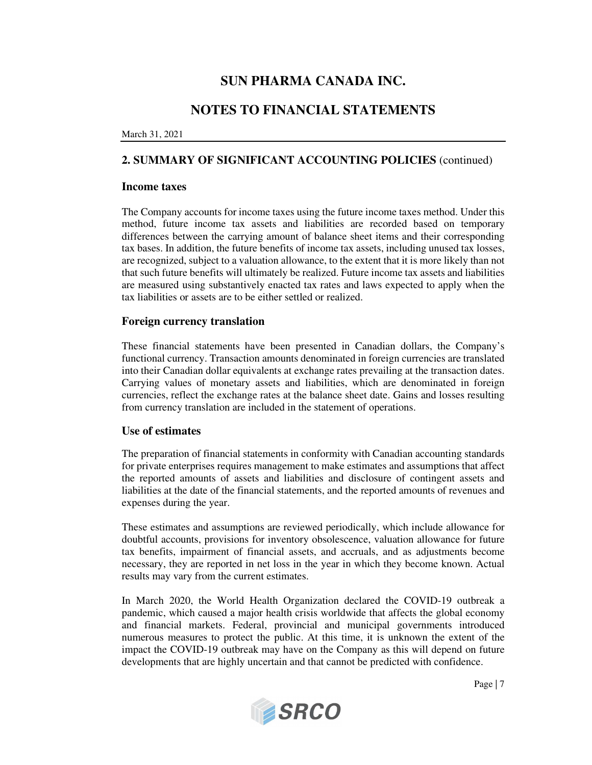# SUN PHARMA CANADA INC.

## NOTES TO FINANCIAL STATEMENTS

March 31, 2021

### 2. SUMMARY OF SIGNIFICANT ACCOUNTING POLICIES (continued)

#### Income taxes

The Company accounts for income taxes using the future income taxes method. Under this method, future income tax assets and liabilities are recorded based on temporary differences between the carrying amount of balance sheet items and their corresponding tax bases. In addition, the future benefits of income tax assets, including unused tax losses, are recognized, subject to a valuation allowance, to the extent that it is more likely than not that such future benefits will ultimately be realized. Future income tax assets and liabilities are measured using substantively enacted tax rates and laws expected to apply when the tax liabilities or assets are to be either settled or realized.

#### Foreign currency translation

These financial statements have been presented in Canadian dollars, the Company's functional currency. Transaction amounts denominated in foreign currencies are translated into their Canadian dollar equivalents at exchange rates prevailing at the transaction dates. Carrying values of monetary assets and liabilities, which are denominated in foreign currencies, reflect the exchange rates at the balance sheet date. Gains and losses resulting from currency translation are included in the statement of operations.

#### Use of estimates

The preparation of financial statements in conformity with Canadian accounting standards for private enterprises requires management to make estimates and assumptions that affect the reported amounts of assets and liabilities and disclosure of contingent assets and liabilities at the date of the financial statements, and the reported amounts of revenues and expenses during the year.

These estimates and assumptions are reviewed periodically, which include allowance for doubtful accounts, provisions for inventory obsolescence, valuation allowance for future tax benefits, impairment of financial assets, and accruals, and as adjustments become necessary, they are reported in net loss in the year in which they become known. Actual results may vary from the current estimates.

In March 2020, the World Health Organization declared the COVID-19 outbreak a pandemic, which caused a major health crisis worldwide that affects the global economy and financial markets. Federal, provincial and municipal governments introduced numerous measures to protect the public. At this time, it is unknown the extent of the impact the COVID-19 outbreak may have on the Company as this will depend on future developments that are highly uncertain and that cannot be predicted with confidence.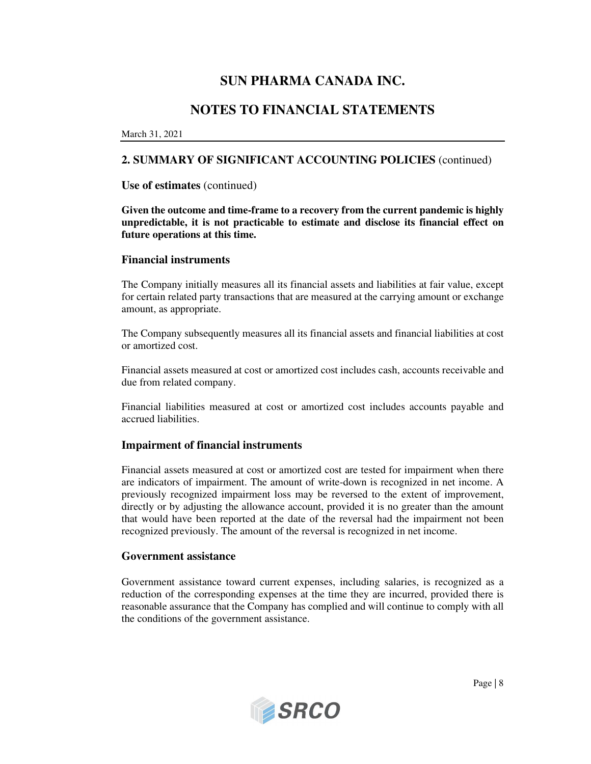# SUN PHARMA CANADA INC.

# NOTES TO FINANCIAL STATEMENTS

March 31, 2021

## 2. SUMMARY OF SIGNIFICANT ACCOUNTING POLICIES (continued)

**Use of estimates** (continued)

**Given the outcome and time-frame to a recovery from the current pandemic is highly unpredictable, it is not practicable to estimate and disclose its financial effect on future operations at this time.**

### Financial instruments

The Company initially measures all its financial assets and liabilities at fair value, except for certain related party transactions that are measured at the carrying amount or exchange amount, as appropriate.

The Company subsequently measures all its financial assets and financial liabilities at cost or amortized cost.

Financial assets measured at cost or amortized cost includes cash, accounts receivable and due from related company.

Financial liabilities measured at cost or amortized cost includes accounts payable and accrued liabilities.

### Impairment of financial instruments

Financial assets measured at cost or amortized cost are tested for impairment when there are indicators of impairment. The amount of write-down is recognized in net income. A previously recognized impairment loss may be reversed to the extent of improvement, directly or by adjusting the allowance account, provided it is no greater than the amount that would have been reported at the date of the reversal had the impairment not been recognized previously. The amount of the reversal is recognized in net income.

### Government assistance

Government assistance toward current expenses, including salaries, is recognized as a reduction of the corresponding expenses at the time they are incurred, provided there is reasonable assurance that the Company has complied and will continue to comply with all the conditions of the government assistance.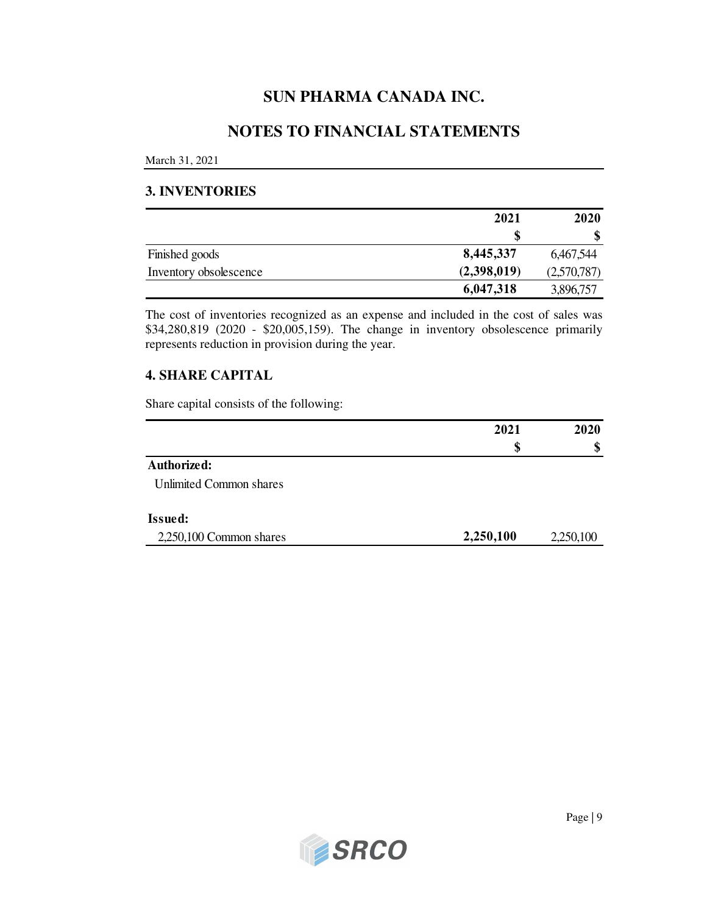# SUN PHARMA CANADA INC.

# NOTES TO FINANCIAL STATEMENTS

March 31, 2021

## 3. INVENTORIES

| | 2021 | 2020 |
|---|---|---|
| | $ | $ |
| Finished goods | **8,445,337** | 6,467,544 |
| Inventory obsolescence | **(2,398,019)** | (2,570,787) |
| | **6,047,318** | 3,896,757 |

The cost of inventories recognized as an expense and included in the cost of sales was $34,280,819 (2020 - $20,005,159). The change in inventory obsolescence primarily represents reduction in provision during the year.

## 4. SHARE CAPITAL

Share capital consists of the following:

| | 2021 | 2020 |
|---|---|---|
| | $ | $ |
| **Authorized:** | | |
| Unlimited Common shares | | |
| **Issued:** | | |
| 2,250,100 Common shares | **2,250,100** | 2,250,100 |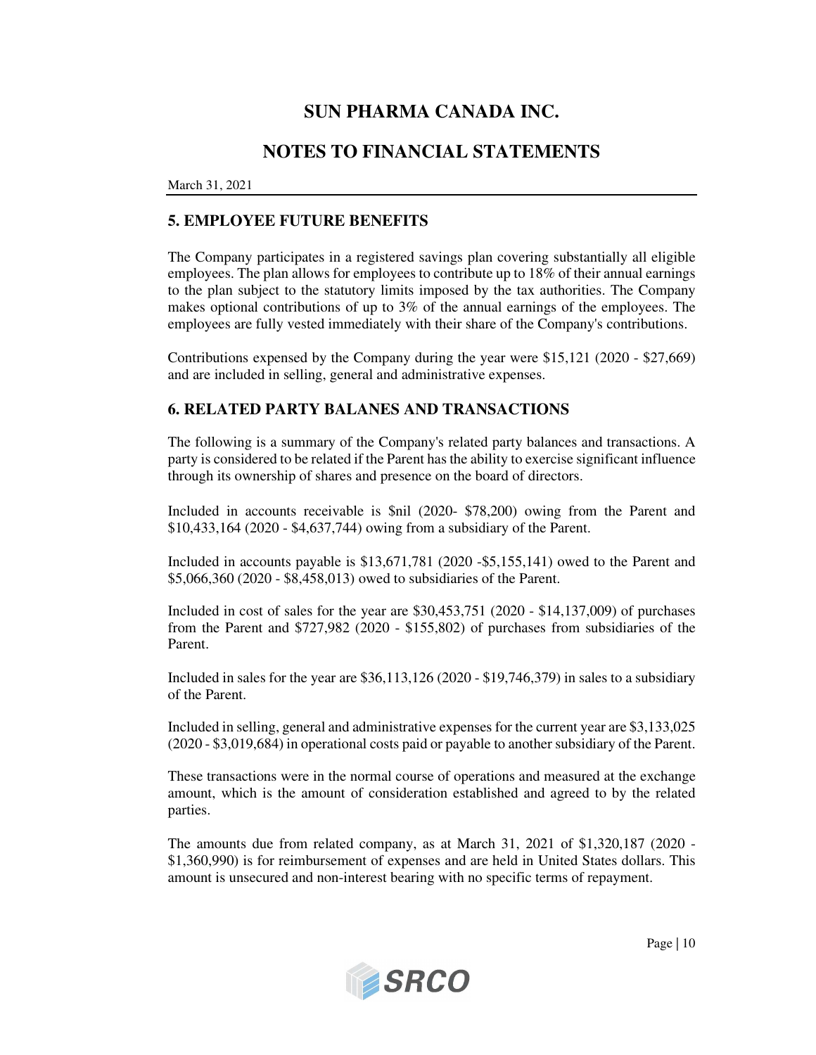# SUN PHARMA CANADA INC.

# NOTES TO FINANCIAL STATEMENTS

March 31, 2021

## 5. EMPLOYEE FUTURE BENEFITS

The Company participates in a registered savings plan covering substantially all eligible employees. The plan allows for employees to contribute up to 18% of their annual earnings to the plan subject to the statutory limits imposed by the tax authorities. The Company makes optional contributions of up to 3% of the annual earnings of the employees. The employees are fully vested immediately with their share of the Company's contributions.

Contributions expensed by the Company during the year were $15,121 (2020 - $27,669) and are included in selling, general and administrative expenses.

## 6. RELATED PARTY BALANES AND TRANSACTIONS

The following is a summary of the Company's related party balances and transactions. A party is considered to be related if the Parent has the ability to exercise significant influence through its ownership of shares and presence on the board of directors.

Included in accounts receivable is $nil (2020- $78,200) owing from the Parent and $10,433,164 (2020 - $4,637,744) owing from a subsidiary of the Parent.

Included in accounts payable is $13,671,781 (2020 -$5,155,141) owed to the Parent and $5,066,360 (2020 - $8,458,013) owed to subsidiaries of the Parent.

Included in cost of sales for the year are $30,453,751 (2020 - $14,137,009) of purchases from the Parent and $727,982 (2020 - $155,802) of purchases from subsidiaries of the Parent.

Included in sales for the year are $36,113,126 (2020 - $19,746,379) in sales to a subsidiary of the Parent.

Included in selling, general and administrative expenses for the current year are $3,133,025 (2020 - $3,019,684) in operational costs paid or payable to another subsidiary of the Parent.

These transactions were in the normal course of operations and measured at the exchange amount, which is the amount of consideration established and agreed to by the related parties.

The amounts due from related company, as at March 31, 2021 of $1,320,187 (2020 - $1,360,990) is for reimbursement of expenses and are held in United States dollars. This amount is unsecured and non-interest bearing with no specific terms of repayment.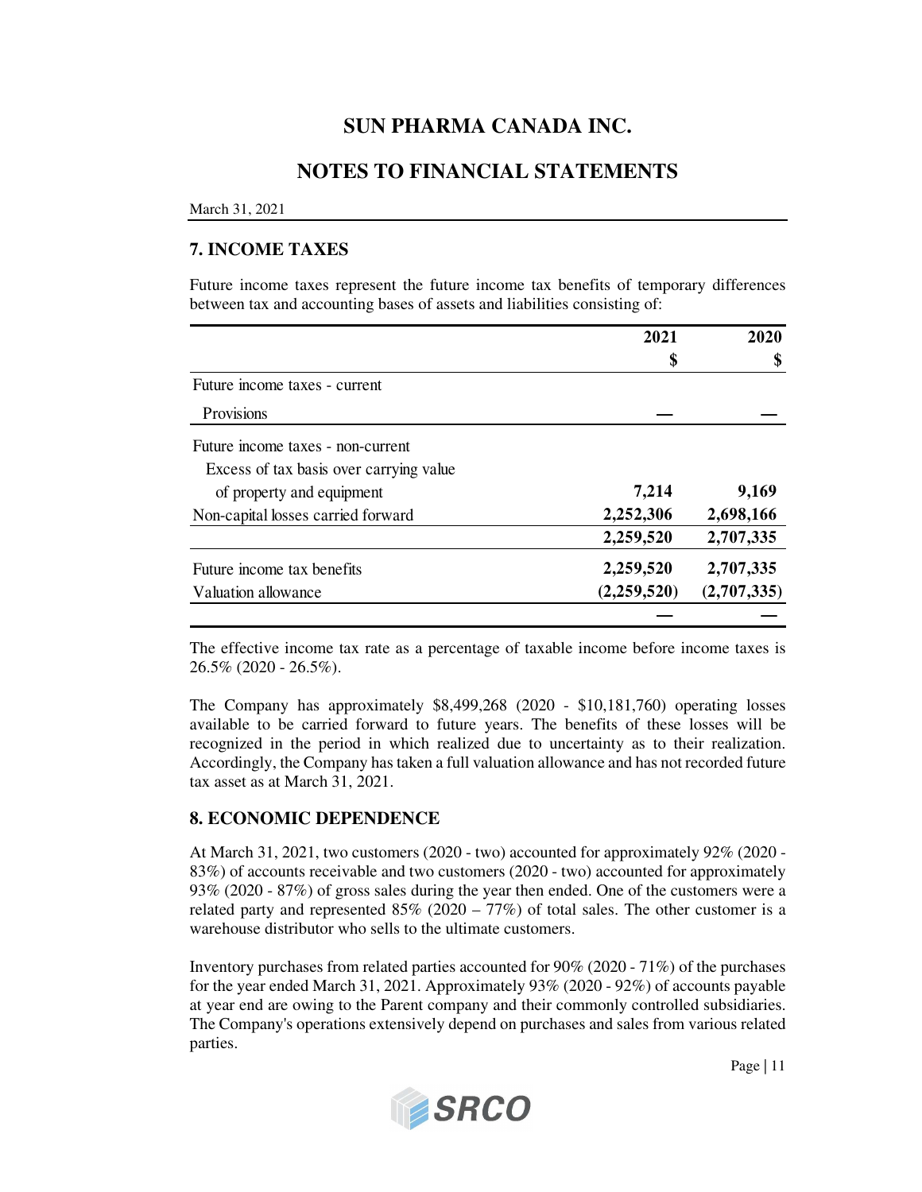# SUN PHARMA CANADA INC.

# NOTES TO FINANCIAL STATEMENTS

March 31, 2021

## 7. INCOME TAXES

Future income taxes represent the future income tax benefits of temporary differences between tax and accounting bases of assets and liabilities consisting of:

| | 2021 | 2020 |
|---|---|---|
| | $ | $ |
| Future income taxes - current | | |
| Provisions | — | — |
| Future income taxes - non-current | | |
| Excess of tax basis over carrying value of property and equipment | **7,214** | **9,169** |
| Non-capital losses carried forward | **2,252,306** | **2,698,166** |
| | **2,259,520** | **2,707,335** |
| Future income tax benefits | **2,259,520** | **2,707,335** |
| Valuation allowance | **(2,259,520)** | **(2,707,335)** |
| | — | — |

The effective income tax rate as a percentage of taxable income before income taxes is 26.5% (2020 - 26.5%).

The Company has approximately $8,499,268 (2020 - $10,181,760) operating losses available to be carried forward to future years. The benefits of these losses will be recognized in the period in which realized due to uncertainty as to their realization. Accordingly, the Company has taken a full valuation allowance and has not recorded future tax asset as at March 31, 2021.

## 8. ECONOMIC DEPENDENCE

At March 31, 2021, two customers (2020 - two) accounted for approximately 92% (2020 - 83%) of accounts receivable and two customers (2020 - two) accounted for approximately 93% (2020 - 87%) of gross sales during the year then ended. One of the customers were a related party and represented 85% (2020 – 77%) of total sales. The other customer is a warehouse distributor who sells to the ultimate customers.

Inventory purchases from related parties accounted for 90% (2020 - 71%) of the purchases for the year ended March 31, 2021. Approximately 93% (2020 - 92%) of accounts payable at year end are owing to the Parent company and their commonly controlled subsidiaries. The Company's operations extensively depend on purchases and sales from various related parties.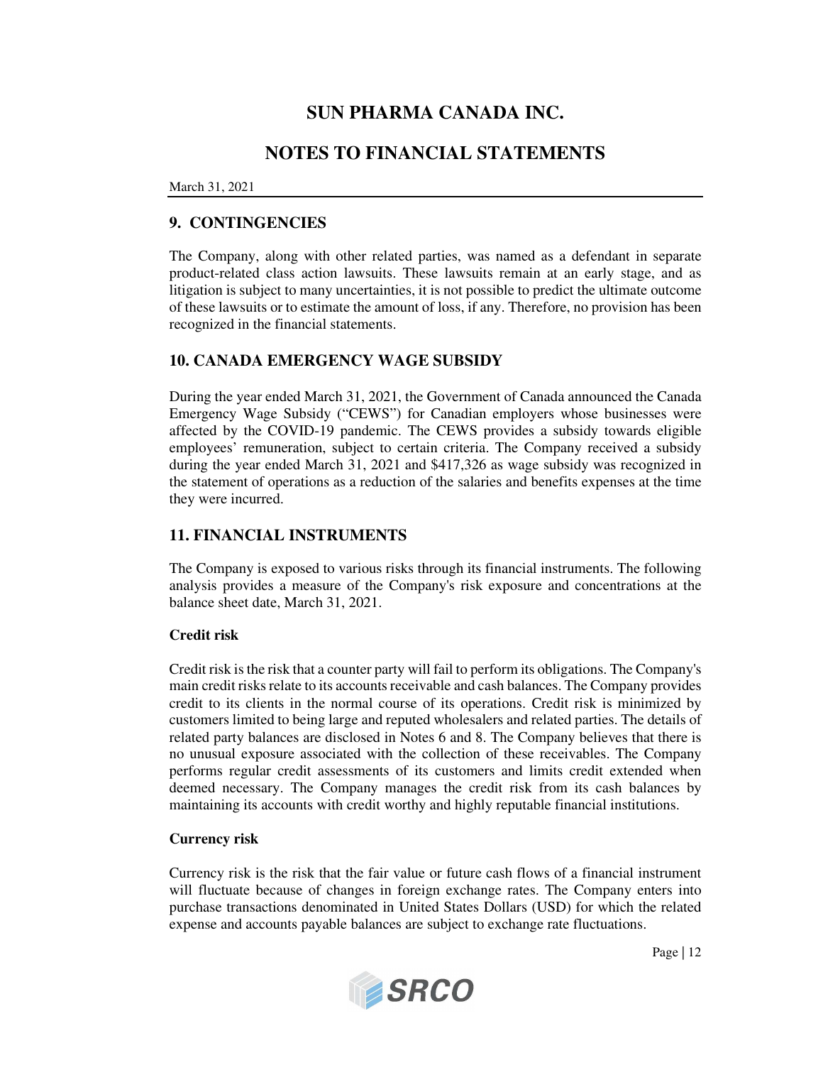## 9. CONTINGENCIES

The Company, along with other related parties, was named as a defendant in separate product-related class action lawsuits. These lawsuits remain at an early stage, and as litigation is subject to many uncertainties, it is not possible to predict the ultimate outcome of these lawsuits or to estimate the amount of loss, if any. Therefore, no provision has been recognized in the financial statements.

## 10. CANADA EMERGENCY WAGE SUBSIDY

During the year ended March 31, 2021, the Government of Canada announced the Canada Emergency Wage Subsidy ("CEWS") for Canadian employers whose businesses were affected by the COVID-19 pandemic. The CEWS provides a subsidy towards eligible employees' remuneration, subject to certain criteria. The Company received a subsidy during the year ended March 31, 2021 and $417,326 as wage subsidy was recognized in the statement of operations as a reduction of the salaries and benefits expenses at the time they were incurred.

## 11. FINANCIAL INSTRUMENTS

The Company is exposed to various risks through its financial instruments. The following analysis provides a measure of the Company's risk exposure and concentrations at the balance sheet date, March 31, 2021.

**Credit risk**

Credit risk is the risk that a counter party will fail to perform its obligations. The Company's main credit risks relate to its accounts receivable and cash balances. The Company provides credit to its clients in the normal course of its operations. Credit risk is minimized by customers limited to being large and reputed wholesalers and related parties. The details of related party balances are disclosed in Notes 6 and 8. The Company believes that there is no unusual exposure associated with the collection of these receivables. The Company performs regular credit assessments of its customers and limits credit extended when deemed necessary. The Company manages the credit risk from its cash balances by maintaining its accounts with credit worthy and highly reputable financial institutions.

**Currency risk**

Currency risk is the risk that the fair value or future cash flows of a financial instrument will fluctuate because of changes in foreign exchange rates. The Company enters into purchase transactions denominated in United States Dollars (USD) for which the related expense and accounts payable balances are subject to exchange rate fluctuations.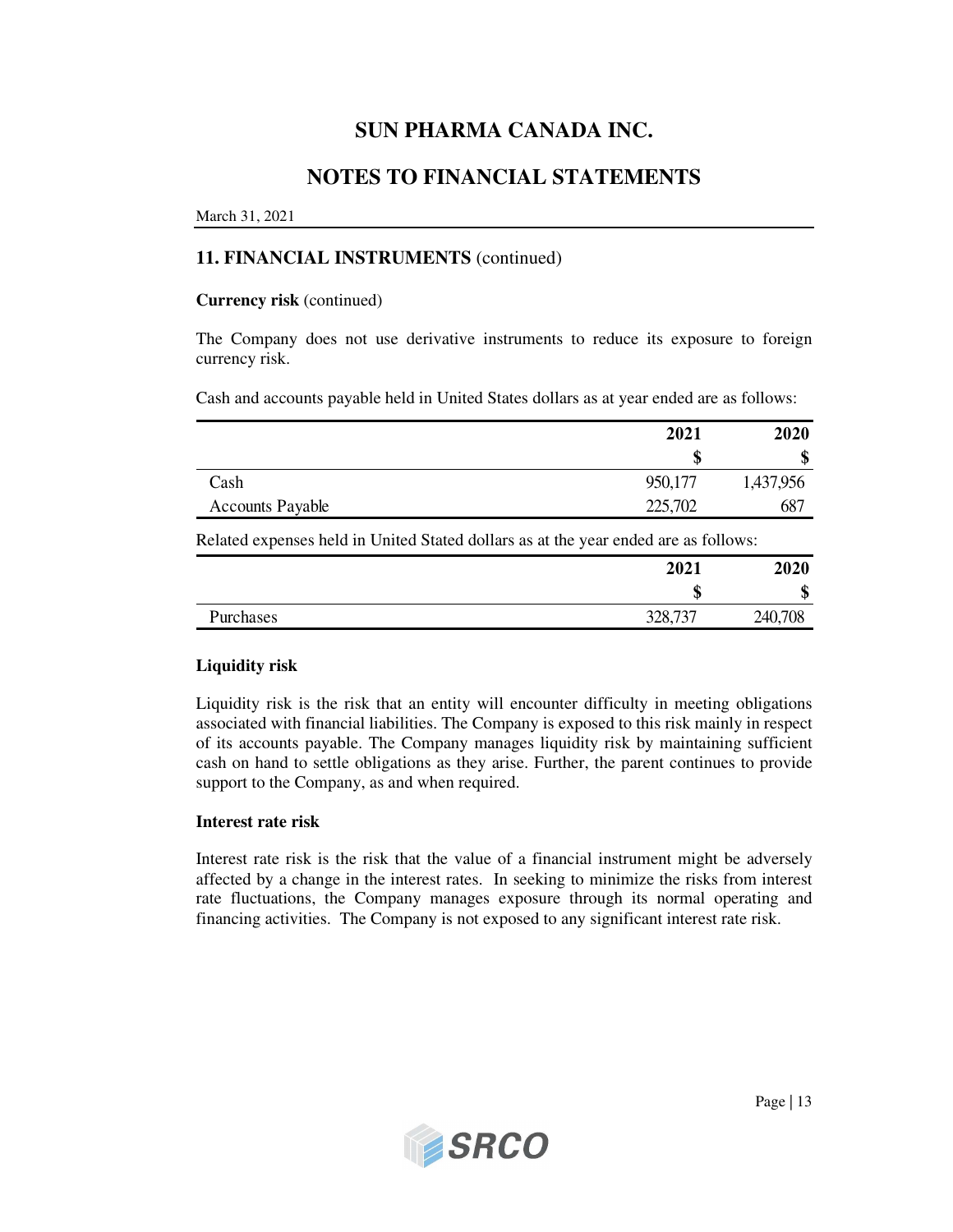# SUN PHARMA CANADA INC.

## NOTES TO FINANCIAL STATEMENTS

March 31, 2021

### 11. FINANCIAL INSTRUMENTS (continued)

**Currency risk** (continued)

The Company does not use derivative instruments to reduce its exposure to foreign currency risk.

Cash and accounts payable held in United States dollars as at year ended are as follows:

| | 2021 | 2020 |
|---|---|---|
| | $ | $ |
| Cash | 950,177 | 1,437,956 |
| Accounts Payable | 225,702 | 687 |

Related expenses held in United Stated dollars as at the year ended are as follows:

| | 2021 | 2020 |
|---|---|---|
| | $ | $ |
| Purchases | 328,737 | 240,708 |

**Liquidity risk**

Liquidity risk is the risk that an entity will encounter difficulty in meeting obligations associated with financial liabilities. The Company is exposed to this risk mainly in respect of its accounts payable. The Company manages liquidity risk by maintaining sufficient cash on hand to settle obligations as they arise. Further, the parent continues to provide support to the Company, as and when required.

**Interest rate risk**

Interest rate risk is the risk that the value of a financial instrument might be adversely affected by a change in the interest rates. In seeking to minimize the risks from interest rate fluctuations, the Company manages exposure through its normal operating and financing activities. The Company is not exposed to any significant interest rate risk.

SRCO